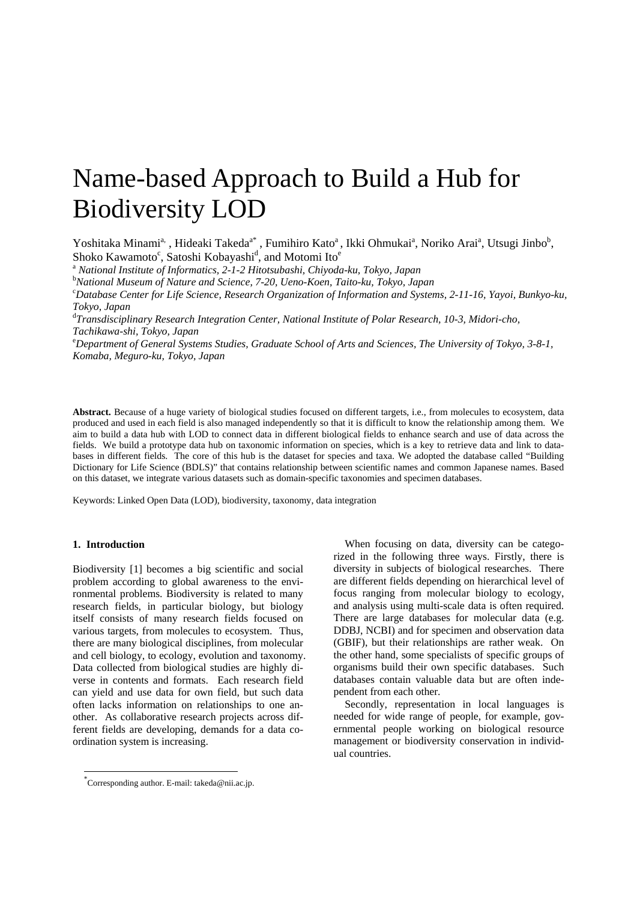# Name-based Approach to Build a Hub for Biodiversity LOD

Yoshitaka Minami[a], Hideaki Takeda[a*], Fumihiro Kato[a], Ikki Ohmukai[a], Noriko Arai[a], Utsugi Jinbo[b], Shoko Kawamoto[c], Satoshi Kobayashi[d], and Motomi Ito[e]

[a] *National Institute of Informatics, 2-1-2 Hitotsubashi, Chiyoda-ku, Tokyo, Japan*

[b] *National Museum of Nature and Science, 7-20, Ueno-Koen, Taito-ku, Tokyo, Japan*

[c] *Database Center for Life Science, Research Organization of Information and Systems, 2-11-16, Yayoi, Bunkyo-ku, Tokyo, Japan*

[d] *Transdisciplinary Research Integration Center, National Institute of Polar Research, 10-3, Midori-cho, Tachikawa-shi, Tokyo, Japan*

[e] *Department of General Systems Studies, Graduate School of Arts and Sciences, The University of Tokyo, 3-8-1, Komaba, Meguro-ku, Tokyo, Japan*

**Abstract.** Because of a huge variety of biological studies focused on different targets, i.e., from molecules to ecosystem, data produced and used in each field is also managed independently so that it is difficult to know the relationship among them. We aim to build a data hub with LOD to connect data in different biological fields to enhance search and use of data across the fields. We build a prototype data hub on taxonomic information on species, which is a key to retrieve data and link to databases in different fields. The core of this hub is the dataset for species and taxa. We adopted the database called "Building Dictionary for Life Science (BDLS)" that contains relationship between scientific names and common Japanese names. Based on this dataset, we integrate various datasets such as domain-specific taxonomies and specimen databases.

Keywords: Linked Open Data (LOD), biodiversity, taxonomy, data integration

## 1. Introduction

Biodiversity [1] becomes a big scientific and social problem according to global awareness to the environmental problems. Biodiversity is related to many research fields, in particular biology, but biology itself consists of many research fields focused on various targets, from molecules to ecosystem. Thus, there are many biological disciplines, from molecular and cell biology, to ecology, evolution and taxonomy. Data collected from biological studies are highly diverse in contents and formats. Each research field can yield and use data for own field, but such data often lacks information on relationships to one another. As collaborative research projects across different fields are developing, demands for a data coordination system is increasing.

When focusing on data, diversity can be categorized in the following three ways. Firstly, there is diversity in subjects of biological researches. There are different fields depending on hierarchical level of focus ranging from molecular biology to ecology, and analysis using multi-scale data is often required. There are large databases for molecular data (e.g. DDBJ, NCBI) and for specimen and observation data (GBIF), but their relationships are rather weak. On the other hand, some specialists of specific groups of organisms build their own specific databases. Such databases contain valuable data but are often independent from each other.

Secondly, representation in local languages is needed for wide range of people, for example, governmental people working on biological resource management or biodiversity conservation in individual countries.

[*] Corresponding author. E-mail: takeda@nii.ac.jp.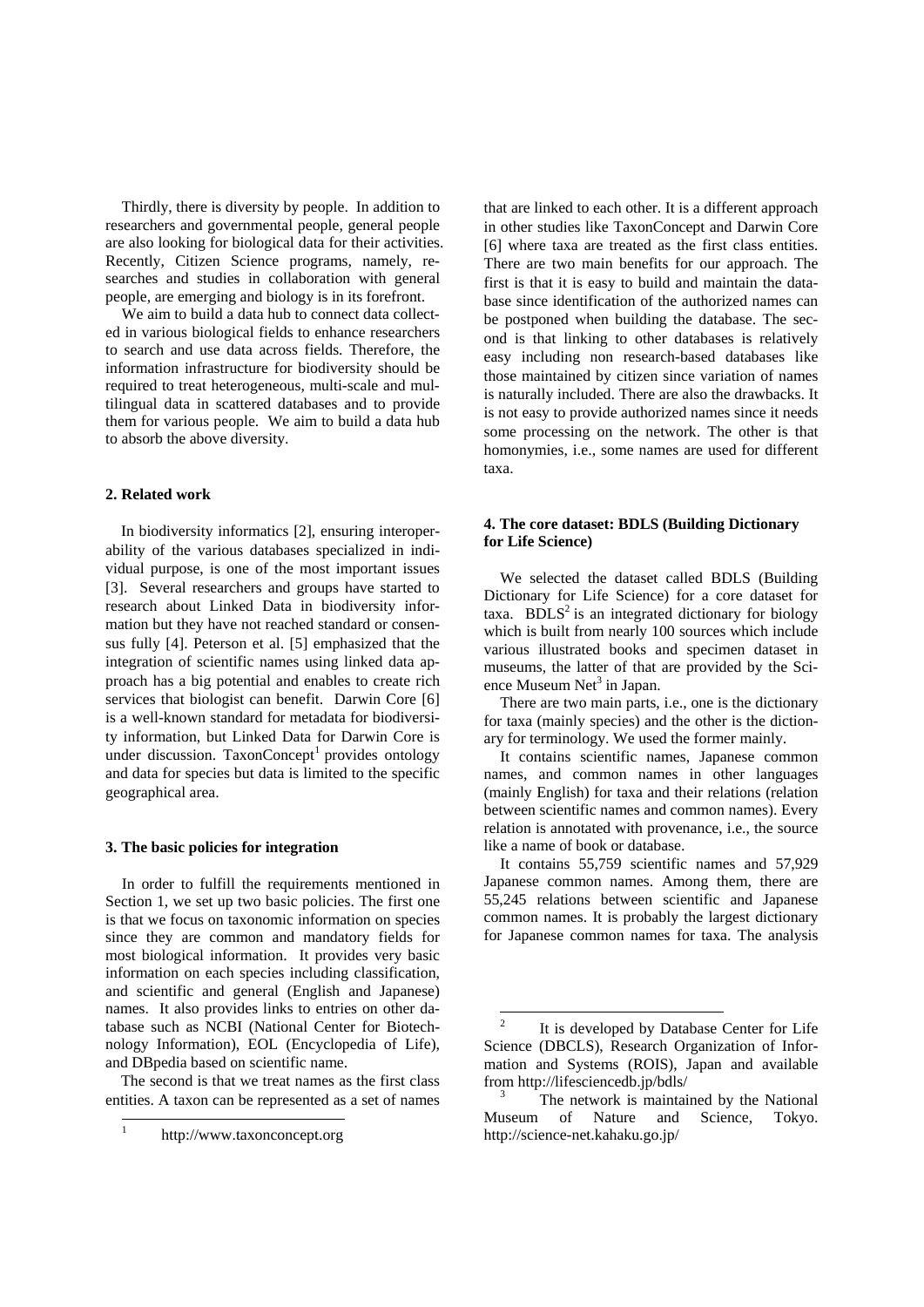Thirdly, there is diversity by people. In addition to researchers and governmental people, general people are also looking for biological data for their activities. Recently, Citizen Science programs, namely, researches and studies in collaboration with general people, are emerging and biology is in its forefront.

We aim to build a data hub to connect data collected in various biological fields to enhance researchers to search and use data across fields. Therefore, the information infrastructure for biodiversity should be required to treat heterogeneous, multi-scale and multilingual data in scattered databases and to provide them for various people. We aim to build a data hub to absorb the above diversity.

## 2. Related work

In biodiversity informatics [2], ensuring interoperability of the various databases specialized in individual purpose, is one of the most important issues [3]. Several researchers and groups have started to research about Linked Data in biodiversity information but they have not reached standard or consensus fully [4]. Peterson et al. [5] emphasized that the integration of scientific names using linked data approach has a big potential and enables to create rich services that biologist can benefit. Darwin Core [6] is a well-known standard for metadata for biodiversity information, but Linked Data for Darwin Core is under discussion. TaxonConcept[1] provides ontology and data for species but data is limited to the specific geographical area.

## 3. The basic policies for integration

In order to fulfill the requirements mentioned in Section 1, we set up two basic policies. The first one is that we focus on taxonomic information on species since they are common and mandatory fields for most biological information. It provides very basic information on each species including classification, and scientific and general (English and Japanese) names. It also provides links to entries on other database such as NCBI (National Center for Biotechnology Information), EOL (Encyclopedia of Life), and DBpedia based on scientific name.

The second is that we treat names as the first class entities. A taxon can be represented as a set of names that are linked to each other. It is a different approach in other studies like TaxonConcept and Darwin Core [6] where taxa are treated as the first class entities. There are two main benefits for our approach. The first is that it is easy to build and maintain the database since identification of the authorized names can be postponed when building the database. The second is that linking to other databases is relatively easy including non research-based databases like those maintained by citizen since variation of names is naturally included. There are also the drawbacks. It is not easy to provide authorized names since it needs some processing on the network. The other is that homonymies, i.e., some names are used for different taxa.

## 4. The core dataset: BDLS (Building Dictionary for Life Science)

We selected the dataset called BDLS (Building Dictionary for Life Science) for a core dataset for taxa. BDLS[2] is an integrated dictionary for biology which is built from nearly 100 sources which include various illustrated books and specimen dataset in museums, the latter of that are provided by the Science Museum Net[3] in Japan.

There are two main parts, i.e., one is the dictionary for taxa (mainly species) and the other is the dictionary for terminology. We used the former mainly.

It contains scientific names, Japanese common names, and common names in other languages (mainly English) for taxa and their relations (relation between scientific names and common names). Every relation is annotated with provenance, i.e., the source like a name of book or database.

It contains 55,759 scientific names and 57,929 Japanese common names. Among them, there are 55,245 relations between scientific and Japanese common names. It is probably the largest dictionary for Japanese common names for taxa. The analysis

---

[1] http://www.taxonconcept.org

[2] It is developed by Database Center for Life Science (DBCLS), Research Organization of Information and Systems (ROIS), Japan and available from http://lifesciencedb.jp/bdls/

[3] The network is maintained by the National Museum of Nature and Science, Tokyo. http://science-net.kahaku.go.jp/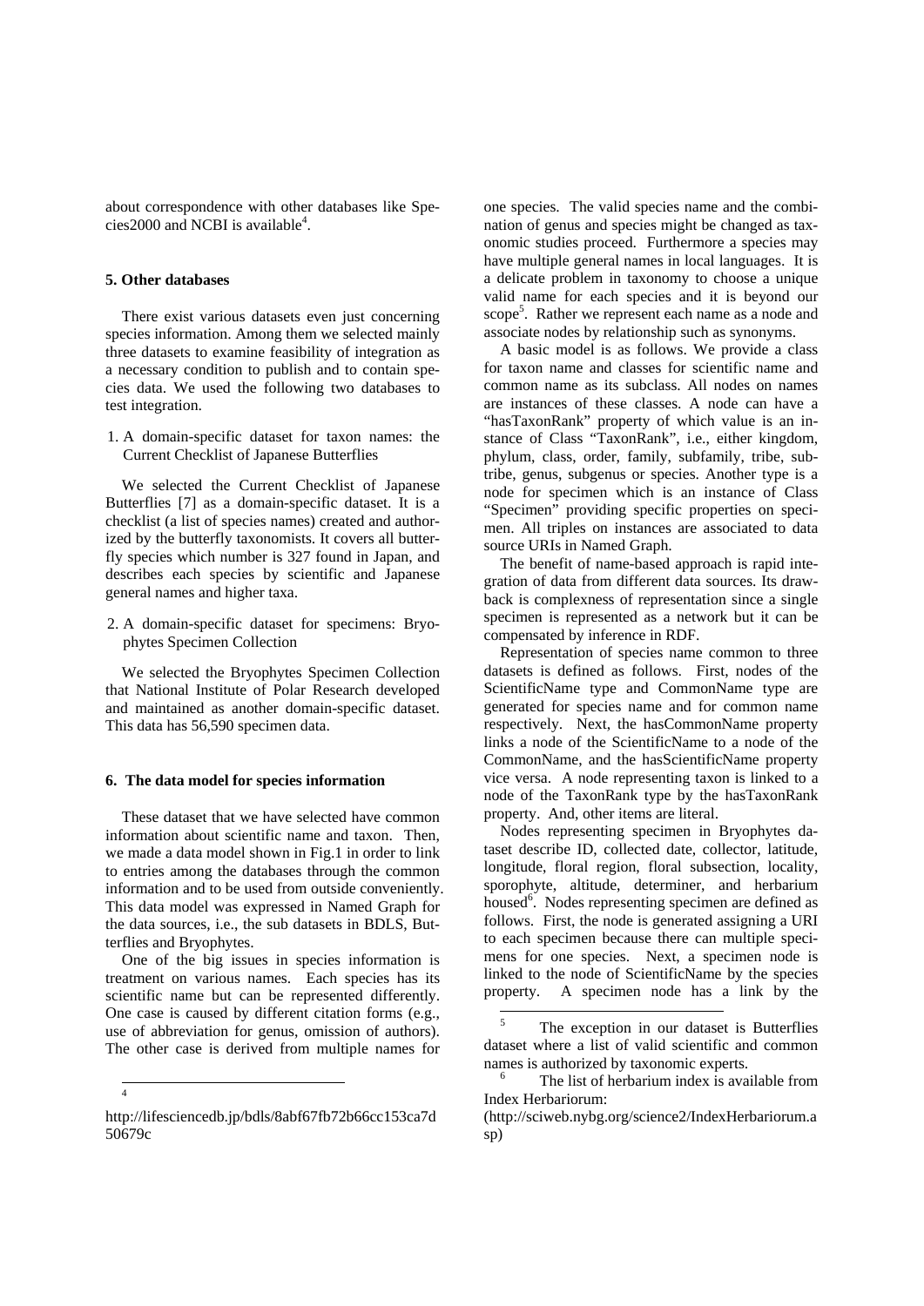about correspondence with other databases like Species2000 and NCBI is available[4].

## 5. Other databases

There exist various datasets even just concerning species information. Among them we selected mainly three datasets to examine feasibility of integration as a necessary condition to publish and to contain species data. We used the following two databases to test integration.

1. A domain-specific dataset for taxon names: the Current Checklist of Japanese Butterflies

We selected the Current Checklist of Japanese Butterflies [7] as a domain-specific dataset. It is a checklist (a list of species names) created and authorized by the butterfly taxonomists. It covers all butterfly species which number is 327 found in Japan, and describes each species by scientific and Japanese general names and higher taxa.

2. A domain-specific dataset for specimens: Bryophytes Specimen Collection

We selected the Bryophytes Specimen Collection that National Institute of Polar Research developed and maintained as another domain-specific dataset. This data has 56,590 specimen data.

## 6. The data model for species information

These dataset that we have selected have common information about scientific name and taxon. Then, we made a data model shown in Fig.1 in order to link to entries among the databases through the common information and to be used from outside conveniently. This data model was expressed in Named Graph for the data sources, i.e., the sub datasets in BDLS, Butterflies and Bryophytes.

One of the big issues in species information is treatment on various names. Each species has its scientific name but can be represented differently. One case is caused by different citation forms (e.g., use of abbreviation for genus, omission of authors). The other case is derived from multiple names for one species. The valid species name and the combination of genus and species might be changed as taxonomic studies proceed. Furthermore a species may have multiple general names in local languages. It is a delicate problem in taxonomy to choose a unique valid name for each species and it is beyond our scope[5]. Rather we represent each name as a node and associate nodes by relationship such as synonyms.

A basic model is as follows. We provide a class for taxon name and classes for scientific name and common name as its subclass. All nodes on names are instances of these classes. A node can have a "hasTaxonRank" property of which value is an instance of Class "TaxonRank", i.e., either kingdom, phylum, class, order, family, subfamily, tribe, subtribe, genus, subgenus or species. Another type is a node for specimen which is an instance of Class "Specimen" providing specific properties on specimen. All triples on instances are associated to data source URIs in Named Graph.

The benefit of name-based approach is rapid integration of data from different data sources. Its drawback is complexness of representation since a single specimen is represented as a network but it can be compensated by inference in RDF.

Representation of species name common to three datasets is defined as follows. First, nodes of the ScientificName type and CommonName type are generated for species name and for common name respectively. Next, the hasCommonName property links a node of the ScientificName to a node of the CommonName, and the hasScientificName property vice versa. A node representing taxon is linked to a node of the TaxonRank type by the hasTaxonRank property. And, other items are literal.

Nodes representing specimen in Bryophytes dataset describe ID, collected date, collector, latitude, longitude, floral region, floral subsection, locality, sporophyte, altitude, determiner, and herbarium housed[6]. Nodes representing specimen are defined as follows. First, the node is generated assigning a URI to each specimen because there can multiple specimens for one species. Next, a specimen node is linked to the node of ScientificName by the species property. A specimen node has a link by the

---

[4] http://lifesciencedb.jp/bdls/8abf67fb72b66cc153ca7d50679c

[5] The exception in our dataset is Butterflies dataset where a list of valid scientific and common names is authorized by taxonomic experts.

[6] The list of herbarium index is available from Index Herbariorum: (http://sciweb.nybg.org/science2/IndexHerbariorum.asp)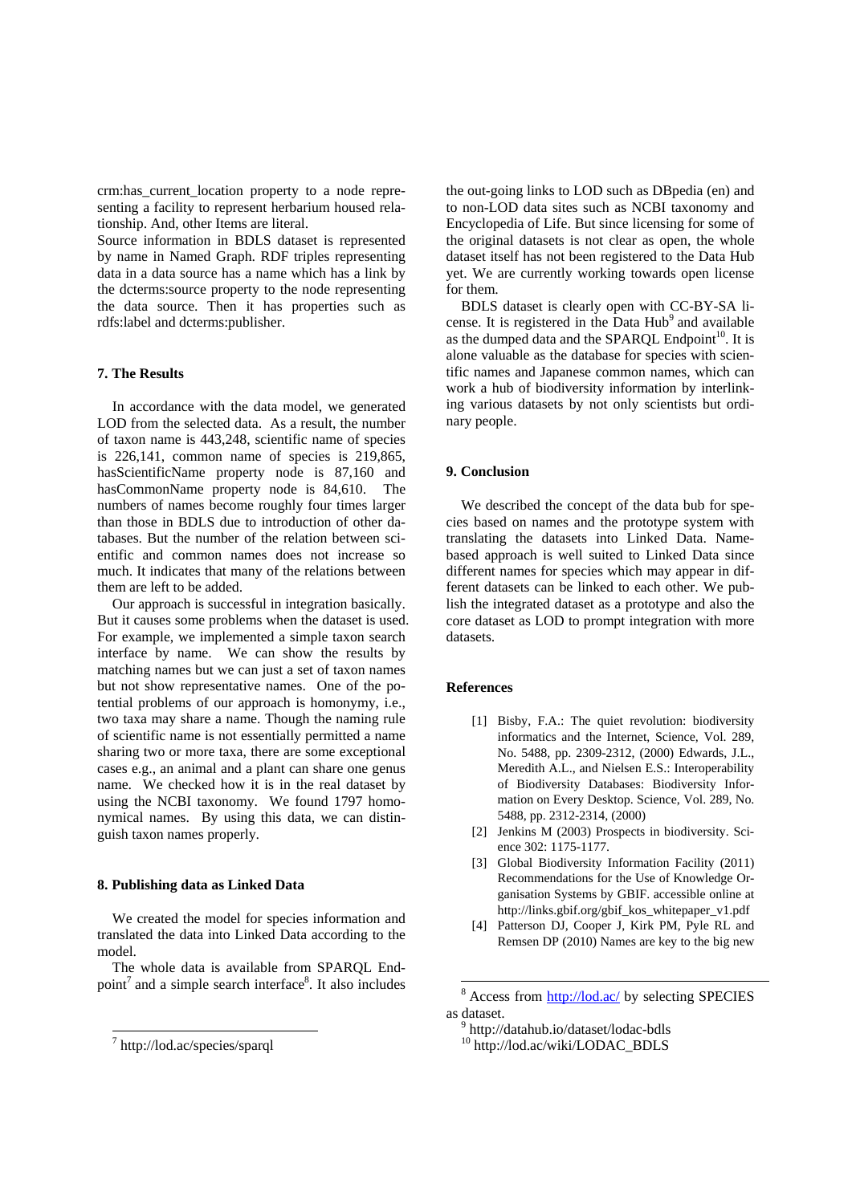crm:has_current_location property to a node representing a facility to represent herbarium housed relationship. And, other Items are literal.
Source information in BDLS dataset is represented by name in Named Graph. RDF triples representing data in a data source has a name which has a link by the dcterms:source property to the node representing the data source. Then it has properties such as rdfs:label and dcterms:publisher.

### 7. The Results

In accordance with the data model, we generated LOD from the selected data. As a result, the number of taxon name is 443,248, scientific name of species is 226,141, common name of species is 219,865, hasScientificName property node is 87,160 and hasCommonName property node is 84,610. The numbers of names become roughly four times larger than those in BDLS due to introduction of other databases. But the number of the relation between scientific and common names does not increase so much. It indicates that many of the relations between them are left to be added.

Our approach is successful in integration basically. But it causes some problems when the dataset is used. For example, we implemented a simple taxon search interface by name. We can show the results by matching names but we can just a set of taxon names but not show representative names. One of the potential problems of our approach is homonymy, i.e., two taxa may share a name. Though the naming rule of scientific name is not essentially permitted a name sharing two or more taxa, there are some exceptional cases e.g., an animal and a plant can share one genus name. We checked how it is in the real dataset by using the NCBI taxonomy. We found 1797 homonymical names. By using this data, we can distinguish taxon names properly.

### 8. Publishing data as Linked Data

We created the model for species information and translated the data into Linked Data according to the model.

The whole data is available from SPARQL Endpoint[7] and a simple search interface[8]. It also includes the out-going links to LOD such as DBpedia (en) and to non-LOD data sites such as NCBI taxonomy and Encyclopedia of Life. But since licensing for some of the original datasets is not clear as open, the whole dataset itself has not been registered to the Data Hub yet. We are currently working towards open license for them.

BDLS dataset is clearly open with CC-BY-SA license. It is registered in the Data Hub[9] and available as the dumped data and the SPARQL Endpoint[10]. It is alone valuable as the database for species with scientific names and Japanese common names, which can work a hub of biodiversity information by interlinking various datasets by not only scientists but ordinary people.

### 9. Conclusion

We described the concept of the data bub for species based on names and the prototype system with translating the datasets into Linked Data. Name-based approach is well suited to Linked Data since different names for species which may appear in different datasets can be linked to each other. We publish the integrated dataset as a prototype and also the core dataset as LOD to prompt integration with more datasets.

### References

[1] Bisby, F.A.: The quiet revolution: biodiversity informatics and the Internet, Science, Vol. 289, No. 5488, pp. 2309-2312, (2000) Edwards, J.L., Meredith A.L., and Nielsen E.S.: Interoperability of Biodiversity Databases: Biodiversity Information on Every Desktop. Science, Vol. 289, No. 5488, pp. 2312-2314, (2000)

[2] Jenkins M (2003) Prospects in biodiversity. Science 302: 1175-1177.

[3] Global Biodiversity Information Facility (2011) Recommendations for the Use of Knowledge Organisation Systems by GBIF. accessible online at http://links.gbif.org/gbif_kos_whitepaper_v1.pdf

[4] Patterson DJ, Cooper J, Kirk PM, Pyle RL and Remsen DP (2010) Names are key to the big new

---

[7] http://lod.ac/species/sparql

[8] Access from http://lod.ac/ by selecting SPECIES as dataset.

[9] http://datahub.io/dataset/lodac-bdls

[10] http://lod.ac/wiki/LODAC_BDLS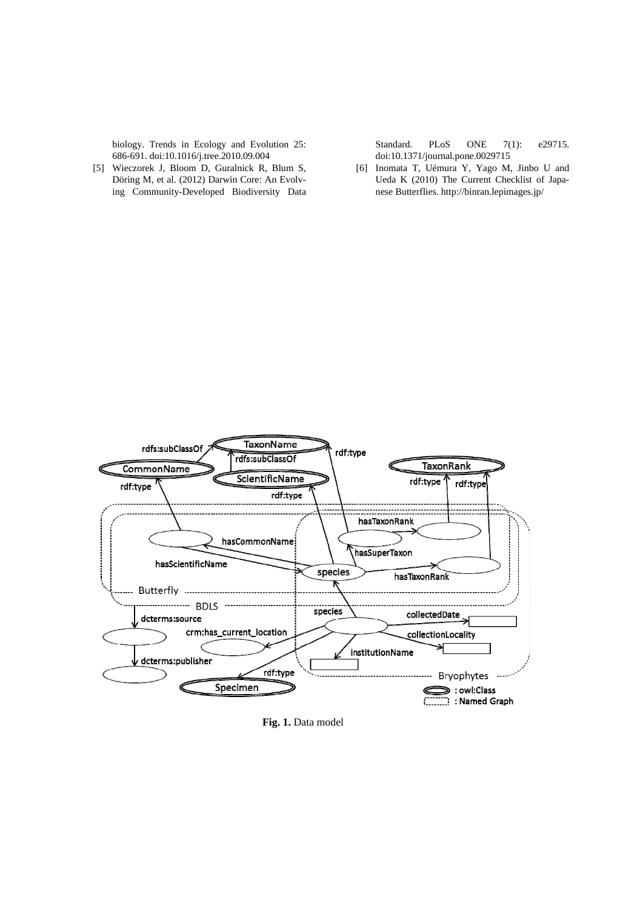biology. Trends in Ecology and Evolution 25: 686-691. doi:10.1016/j.tree.2010.09.004

[5] Wieczorek J, Bloom D, Guralnick R, Blum S, Döring M, et al. (2012) Darwin Core: An Evolving Community-Developed Biodiversity Data Standard. PLoS ONE 7(1): e29715. doi:10.1371/journal.pone.0029715

[6] Inomata T, Uémura Y, Yago M, Jinbo U and Ueda K (2010) The Current Checklist of Japanese Butterflies. http://binran.lepimages.jp/

rdfs:subClassOf
TaxonName
rdfs:subClassOf
rdf:type
CommonName
ScientificName
TaxonRank
rdf:type
rdf:type
rdf:type
rdf:type
hasTaxonRank
hasCommonName
hasSuperTaxon
hasScientificName
species
hasTaxonRank
Butterfly
BDLS
species
collectedDate
dcterms:source
crm:has_current_location
collectionLocality
institutionName
dcterms:publisher
rdf:type
Bryophytes
Specimen
: owl:Class
: Named Graph

**Fig. 1.** Data model